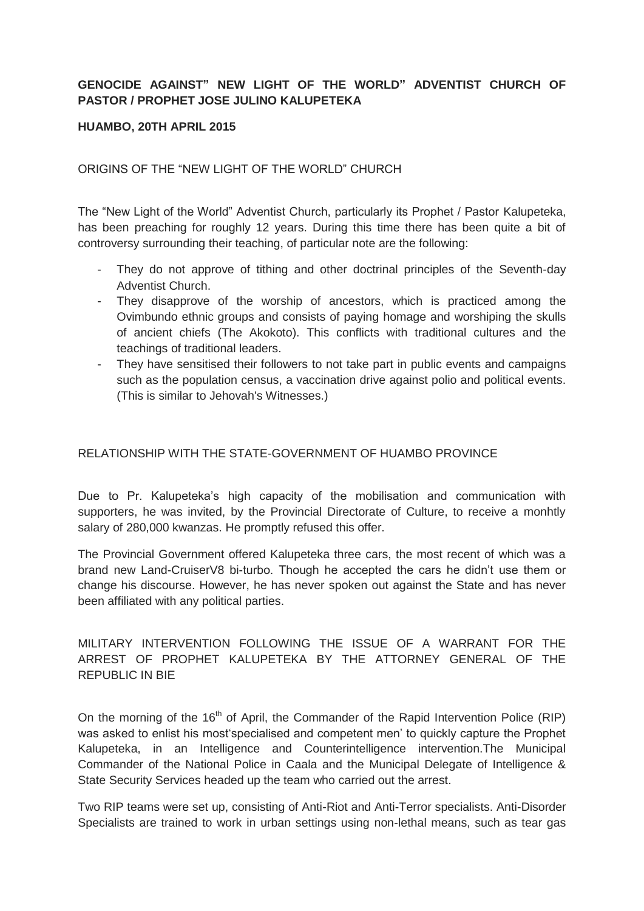**GENOCIDE AGAINST" NEW LIGHT OF THE WORLD" ADVENTIST CHURCH OF PASTOR / PROPHET JOSE JULINO KALUPETEKA**

**HUAMBO, 20TH APRIL 2015**

ORIGINS OF THE "NEW LIGHT OF THE WORLD" CHURCH

The "New Light of the World" Adventist Church, particularly its Prophet / Pastor Kalupeteka, has been preaching for roughly 12 years. During this time there has been quite a bit of controversy surrounding their teaching, of particular note are the following:

- They do not approve of tithing and other doctrinal principles of the Seventh-day Adventist Church.
- They disapprove of the worship of ancestors, which is practiced among the Ovimbundo ethnic groups and consists of paying homage and worshiping the skulls of ancient chiefs (The Akokoto). This conflicts with traditional cultures and the teachings of traditional leaders.
- They have sensitised their followers to not take part in public events and campaigns such as the population census, a vaccination drive against polio and political events. (This is similar to Jehovah's Witnesses.)

RELATIONSHIP WITH THE STATE-GOVERNMENT OF HUAMBO PROVINCE

Due to Pr. Kalupeteka's high capacity of the mobilisation and communication with supporters, he was invited, by the Provincial Directorate of Culture, to receive a monhtly salary of 280,000 kwanzas. He promptly refused this offer.

The Provincial Government offered Kalupeteka three cars, the most recent of which was a brand new Land-CruiserV8 bi-turbo. Though he accepted the cars he didn't use them or change his discourse. However, he has never spoken out against the State and has never been affiliated with any political parties.

MILITARY INTERVENTION FOLLOWING THE ISSUE OF A WARRANT FOR THE ARREST OF PROPHET KALUPETEKA BY THE ATTORNEY GENERAL OF THE REPUBLIC IN BIE

On the morning of the 16th of April, the Commander of the Rapid Intervention Police (RIP) was asked to enlist his most'specialised and competent men' to quickly capture the Prophet Kalupeteka, in an Intelligence and Counterintelligence intervention.The Municipal Commander of the National Police in Caala and the Municipal Delegate of Intelligence & State Security Services headed up the team who carried out the arrest.

Two RIP teams were set up, consisting of Anti-Riot and Anti-Terror specialists. Anti-Disorder Specialists are trained to work in urban settings using non-lethal means, such as tear gas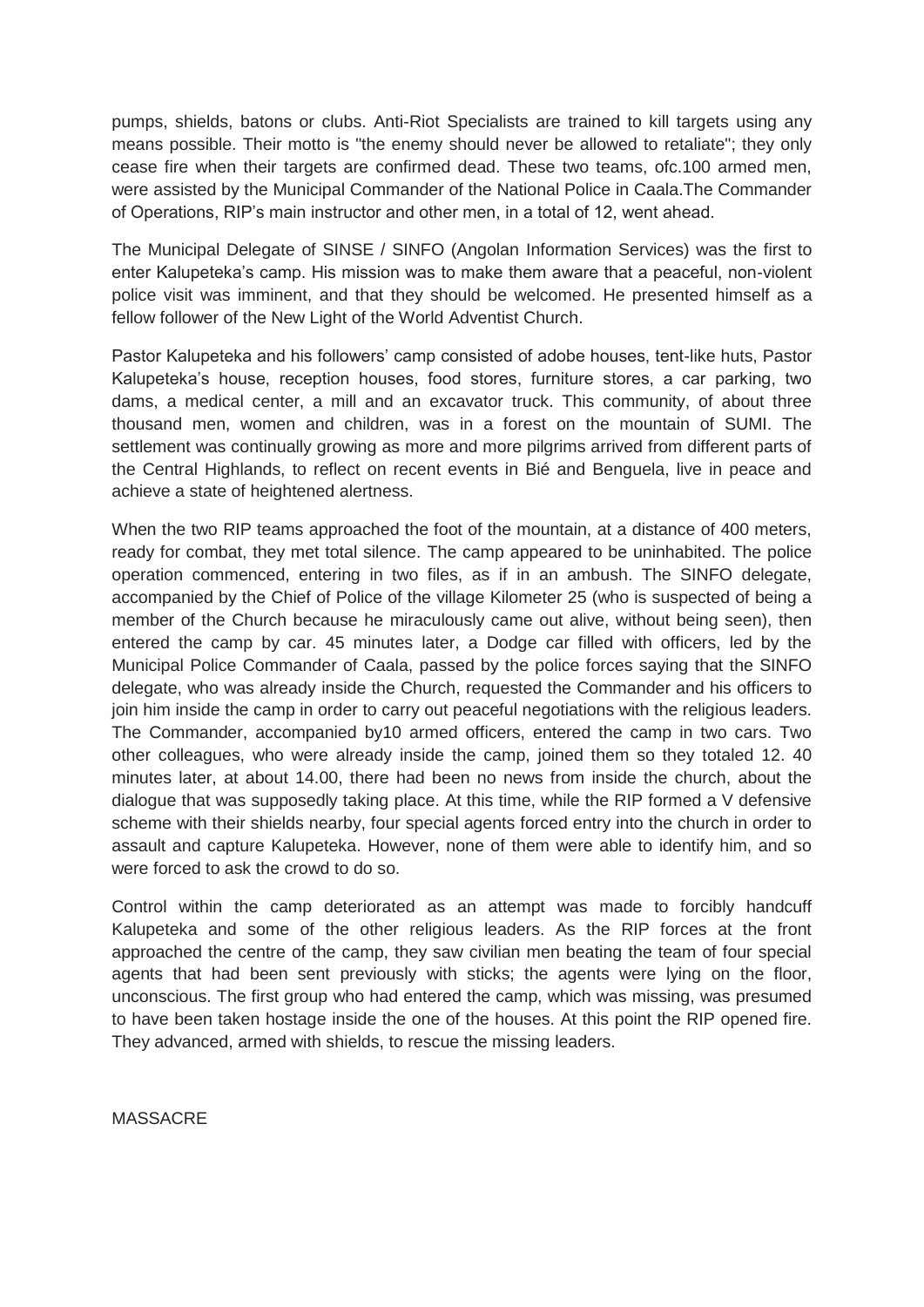pumps, shields, batons or clubs. Anti-Riot Specialists are trained to kill targets using any means possible. Their motto is "the enemy should never be allowed to retaliate"; they only cease fire when their targets are confirmed dead. These two teams, ofc.100 armed men, were assisted by the Municipal Commander of the National Police in Caala.The Commander of Operations, RIP's main instructor and other men, in a total of 12, went ahead.

The Municipal Delegate of SINSE / SINFO (Angolan Information Services) was the first to enter Kalupeteka's camp. His mission was to make them aware that a peaceful, non-violent police visit was imminent, and that they should be welcomed. He presented himself as a fellow follower of the New Light of the World Adventist Church.

Pastor Kalupeteka and his followers' camp consisted of adobe houses, tent-like huts, Pastor Kalupeteka's house, reception houses, food stores, furniture stores, a car parking, two dams, a medical center, a mill and an excavator truck. This community, of about three thousand men, women and children, was in a forest on the mountain of SUMI. The settlement was continually growing as more and more pilgrims arrived from different parts of the Central Highlands, to reflect on recent events in Bié and Benguela, live in peace and achieve a state of heightened alertness.

When the two RIP teams approached the foot of the mountain, at a distance of 400 meters, ready for combat, they met total silence. The camp appeared to be uninhabited. The police operation commenced, entering in two files, as if in an ambush. The SINFO delegate, accompanied by the Chief of Police of the village Kilometer 25 (who is suspected of being a member of the Church because he miraculously came out alive, without being seen), then entered the camp by car. 45 minutes later, a Dodge car filled with officers, led by the Municipal Police Commander of Caala, passed by the police forces saying that the SINFO delegate, who was already inside the Church, requested the Commander and his officers to join him inside the camp in order to carry out peaceful negotiations with the religious leaders. The Commander, accompanied by10 armed officers, entered the camp in two cars. Two other colleagues, who were already inside the camp, joined them so they totaled 12. 40 minutes later, at about 14.00, there had been no news from inside the church, about the dialogue that was supposedly taking place. At this time, while the RIP formed a V defensive scheme with their shields nearby, four special agents forced entry into the church in order to assault and capture Kalupeteka. However, none of them were able to identify him, and so were forced to ask the crowd to do so.

Control within the camp deteriorated as an attempt was made to forcibly handcuff Kalupeteka and some of the other religious leaders. As the RIP forces at the front approached the centre of the camp, they saw civilian men beating the team of four special agents that had been sent previously with sticks; the agents were lying on the floor, unconscious. The first group who had entered the camp, which was missing, was presumed to have been taken hostage inside the one of the houses. At this point the RIP opened fire. They advanced, armed with shields, to rescue the missing leaders.

## MASSACRE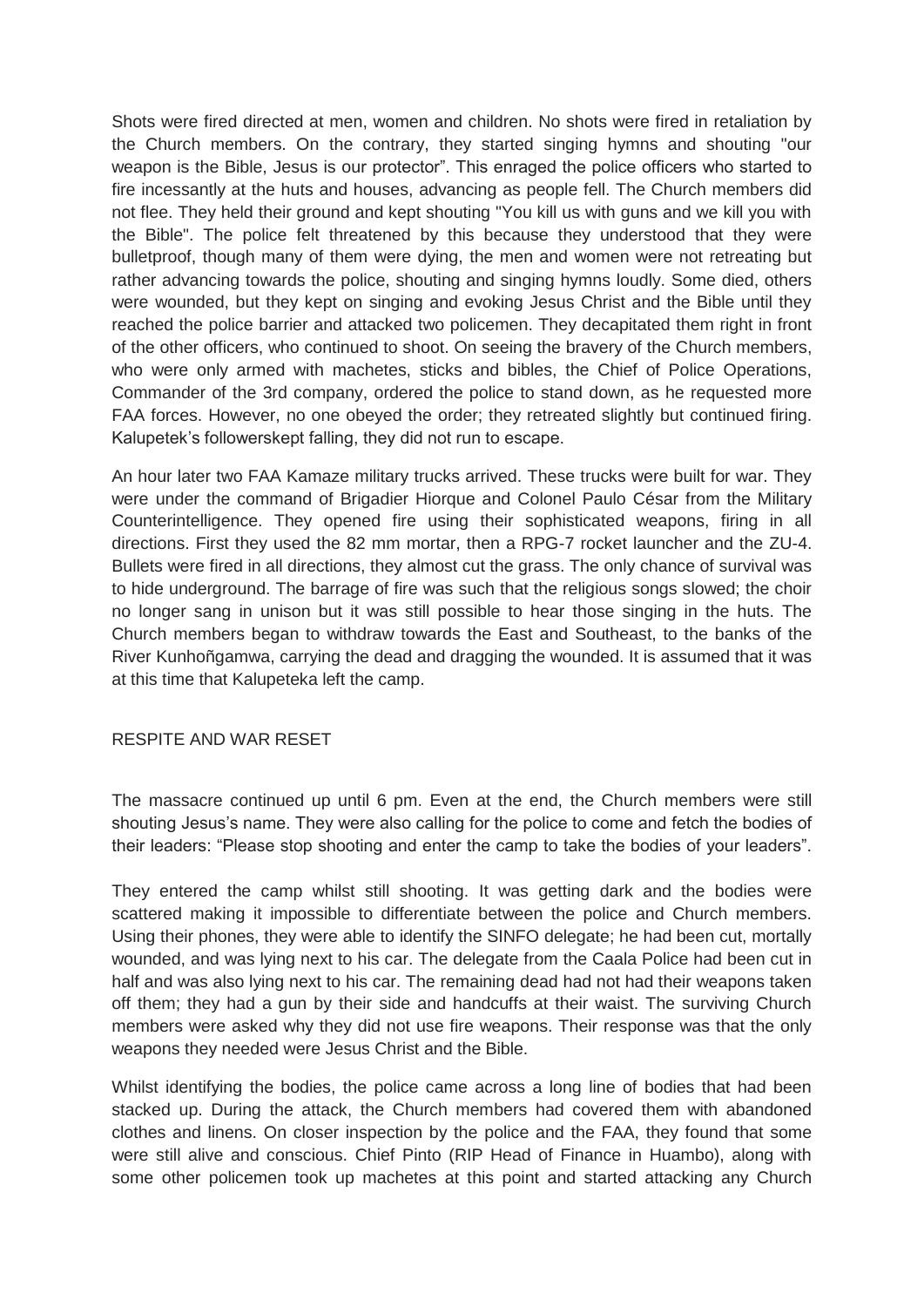Shots were fired directed at men, women and children. No shots were fired in retaliation by the Church members. On the contrary, they started singing hymns and shouting "our weapon is the Bible, Jesus is our protector". This enraged the police officers who started to fire incessantly at the huts and houses, advancing as people fell. The Church members did not flee. They held their ground and kept shouting "You kill us with guns and we kill you with the Bible". The police felt threatened by this because they understood that they were bulletproof, though many of them were dying, the men and women were not retreating but rather advancing towards the police, shouting and singing hymns loudly. Some died, others were wounded, but they kept on singing and evoking Jesus Christ and the Bible until they reached the police barrier and attacked two policemen. They decapitated them right in front of the other officers, who continued to shoot. On seeing the bravery of the Church members, who were only armed with machetes, sticks and bibles, the Chief of Police Operations, Commander of the 3rd company, ordered the police to stand down, as he requested more FAA forces. However, no one obeyed the order; they retreated slightly but continued firing. Kalupetek's followerskept falling, they did not run to escape.

An hour later two FAA Kamaze military trucks arrived. These trucks were built for war. They were under the command of Brigadier Hiorque and Colonel Paulo César from the Military Counterintelligence. They opened fire using their sophisticated weapons, firing in all directions. First they used the 82 mm mortar, then a RPG-7 rocket launcher and the ZU-4. Bullets were fired in all directions, they almost cut the grass. The only chance of survival was to hide underground. The barrage of fire was such that the religious songs slowed; the choir no longer sang in unison but it was still possible to hear those singing in the huts. The Church members began to withdraw towards the East and Southeast, to the banks of the River Kunhoñgamwa, carrying the dead and dragging the wounded. It is assumed that it was at this time that Kalupeteka left the camp.

## RESPITE AND WAR RESET

The massacre continued up until 6 pm. Even at the end, the Church members were still shouting Jesus's name. They were also calling for the police to come and fetch the bodies of their leaders: "Please stop shooting and enter the camp to take the bodies of your leaders".

They entered the camp whilst still shooting. It was getting dark and the bodies were scattered making it impossible to differentiate between the police and Church members. Using their phones, they were able to identify the SINFO delegate; he had been cut, mortally wounded, and was lying next to his car. The delegate from the Caala Police had been cut in half and was also lying next to his car. The remaining dead had not had their weapons taken off them; they had a gun by their side and handcuffs at their waist. The surviving Church members were asked why they did not use fire weapons. Their response was that the only weapons they needed were Jesus Christ and the Bible.

Whilst identifying the bodies, the police came across a long line of bodies that had been stacked up. During the attack, the Church members had covered them with abandoned clothes and linens. On closer inspection by the police and the FAA, they found that some were still alive and conscious. Chief Pinto (RIP Head of Finance in Huambo), along with some other policemen took up machetes at this point and started attacking any Church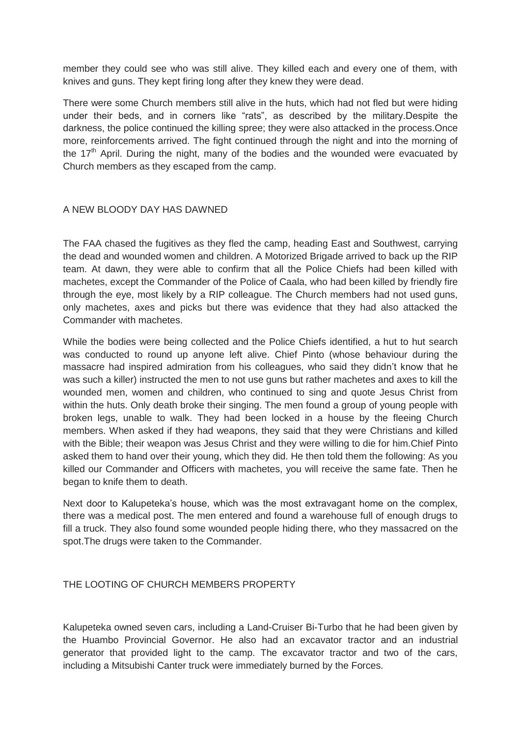member they could see who was still alive. They killed each and every one of them, with knives and guns. They kept firing long after they knew they were dead.

There were some Church members still alive in the huts, which had not fled but were hiding under their beds, and in corners like "rats", as described by the military.Despite the darkness, the police continued the killing spree; they were also attacked in the process.Once more, reinforcements arrived. The fight continued through the night and into the morning of the 17th April. During the night, many of the bodies and the wounded were evacuated by Church members as they escaped from the camp.

## A NEW BLOODY DAY HAS DAWNED

The FAA chased the fugitives as they fled the camp, heading East and Southwest, carrying the dead and wounded women and children. A Motorized Brigade arrived to back up the RIP team. At dawn, they were able to confirm that all the Police Chiefs had been killed with machetes, except the Commander of the Police of Caala, who had been killed by friendly fire through the eye, most likely by a RIP colleague. The Church members had not used guns, only machetes, axes and picks but there was evidence that they had also attacked the Commander with machetes.

While the bodies were being collected and the Police Chiefs identified, a hut to hut search was conducted to round up anyone left alive. Chief Pinto (whose behaviour during the massacre had inspired admiration from his colleagues, who said they didn't know that he was such a killer) instructed the men to not use guns but rather machetes and axes to kill the wounded men, women and children, who continued to sing and quote Jesus Christ from within the huts. Only death broke their singing. The men found a group of young people with broken legs, unable to walk. They had been locked in a house by the fleeing Church members. When asked if they had weapons, they said that they were Christians and killed with the Bible; their weapon was Jesus Christ and they were willing to die for him.Chief Pinto asked them to hand over their young, which they did. He then told them the following: As you killed our Commander and Officers with machetes, you will receive the same fate. Then he began to knife them to death.

Next door to Kalupeteka's house, which was the most extravagant home on the complex, there was a medical post. The men entered and found a warehouse full of enough drugs to fill a truck. They also found some wounded people hiding there, who they massacred on the spot.The drugs were taken to the Commander.

## THE LOOTING OF CHURCH MEMBERS PROPERTY

Kalupeteka owned seven cars, including a Land-Cruiser Bi-Turbo that he had been given by the Huambo Provincial Governor. He also had an excavator tractor and an industrial generator that provided light to the camp. The excavator tractor and two of the cars, including a Mitsubishi Canter truck were immediately burned by the Forces.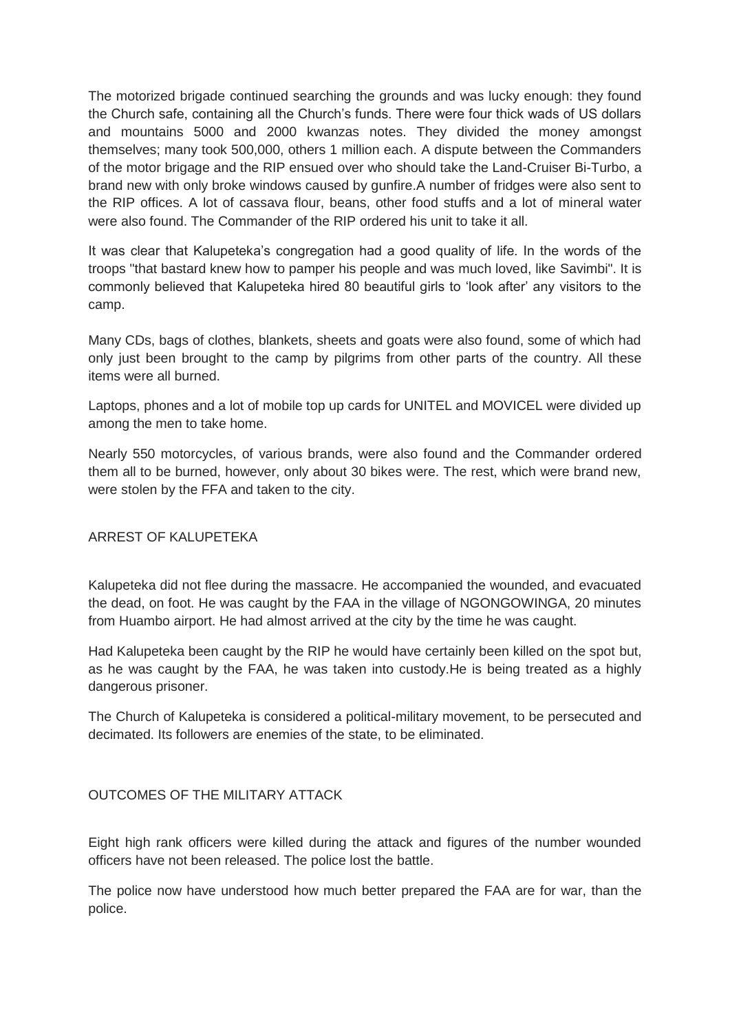The motorized brigade continued searching the grounds and was lucky enough: they found the Church safe, containing all the Church's funds. There were four thick wads of US dollars and mountains 5000 and 2000 kwanzas notes. They divided the money amongst themselves; many took 500,000, others 1 million each. A dispute between the Commanders of the motor brigage and the RIP ensued over who should take the Land-Cruiser Bi-Turbo, a brand new with only broke windows caused by gunfire.A number of fridges were also sent to the RIP offices. A lot of cassava flour, beans, other food stuffs and a lot of mineral water were also found. The Commander of the RIP ordered his unit to take it all.

It was clear that Kalupeteka's congregation had a good quality of life. In the words of the troops "that bastard knew how to pamper his people and was much loved, like Savimbi". It is commonly believed that Kalupeteka hired 80 beautiful girls to 'look after' any visitors to the camp.

Many CDs, bags of clothes, blankets, sheets and goats were also found, some of which had only just been brought to the camp by pilgrims from other parts of the country. All these items were all burned.

Laptops, phones and a lot of mobile top up cards for UNITEL and MOVICEL were divided up among the men to take home.

Nearly 550 motorcycles, of various brands, were also found and the Commander ordered them all to be burned, however, only about 30 bikes were. The rest, which were brand new, were stolen by the FFA and taken to the city.

## ARREST OF KALUPETEKA

Kalupeteka did not flee during the massacre. He accompanied the wounded, and evacuated the dead, on foot. He was caught by the FAA in the village of NGONGOWINGA, 20 minutes from Huambo airport. He had almost arrived at the city by the time he was caught.

Had Kalupeteka been caught by the RIP he would have certainly been killed on the spot but, as he was caught by the FAA, he was taken into custody.He is being treated as a highly dangerous prisoner.

The Church of Kalupeteka is considered a political-military movement, to be persecuted and decimated. Its followers are enemies of the state, to be eliminated.

## OUTCOMES OF THE MILITARY ATTACK

Eight high rank officers were killed during the attack and figures of the number wounded officers have not been released. The police lost the battle.

The police now have understood how much better prepared the FAA are for war, than the police.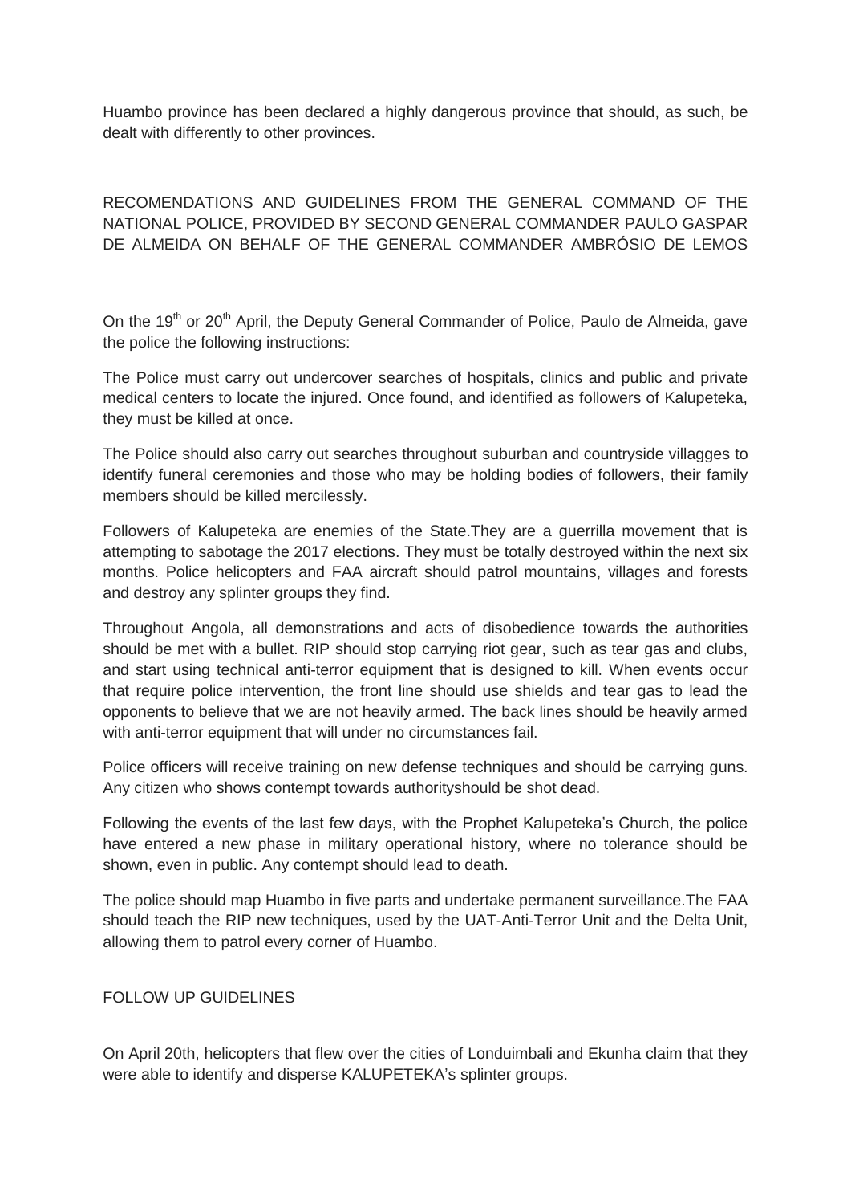Huambo province has been declared a highly dangerous province that should, as such, be dealt with differently to other provinces.

## RECOMENDATIONS AND GUIDELINES FROM THE GENERAL COMMAND OF THE NATIONAL POLICE, PROVIDED BY SECOND GENERAL COMMANDER PAULO GASPAR DE ALMEIDA ON BEHALF OF THE GENERAL COMMANDER AMBRÓSIO DE LEMOS

On the 19th or 20th April, the Deputy General Commander of Police, Paulo de Almeida, gave the police the following instructions:

The Police must carry out undercover searches of hospitals, clinics and public and private medical centers to locate the injured. Once found, and identified as followers of Kalupeteka, they must be killed at once.

The Police should also carry out searches throughout suburban and countryside villagges to identify funeral ceremonies and those who may be holding bodies of followers, their family members should be killed mercilessly.

Followers of Kalupeteka are enemies of the State.They are a guerrilla movement that is attempting to sabotage the 2017 elections. They must be totally destroyed within the next six months. Police helicopters and FAA aircraft should patrol mountains, villages and forests and destroy any splinter groups they find.

Throughout Angola, all demonstrations and acts of disobedience towards the authorities should be met with a bullet. RIP should stop carrying riot gear, such as tear gas and clubs, and start using technical anti-terror equipment that is designed to kill. When events occur that require police intervention, the front line should use shields and tear gas to lead the opponents to believe that we are not heavily armed. The back lines should be heavily armed with anti-terror equipment that will under no circumstances fail.

Police officers will receive training on new defense techniques and should be carrying guns. Any citizen who shows contempt towards authorityshould be shot dead.

Following the events of the last few days, with the Prophet Kalupeteka's Church, the police have entered a new phase in military operational history, where no tolerance should be shown, even in public. Any contempt should lead to death.

The police should map Huambo in five parts and undertake permanent surveillance.The FAA should teach the RIP new techniques, used by the UAT-Anti-Terror Unit and the Delta Unit, allowing them to patrol every corner of Huambo.

## FOLLOW UP GUIDELINES

On April 20th, helicopters that flew over the cities of Londuimbali and Ekunha claim that they were able to identify and disperse KALUPETEKA's splinter groups.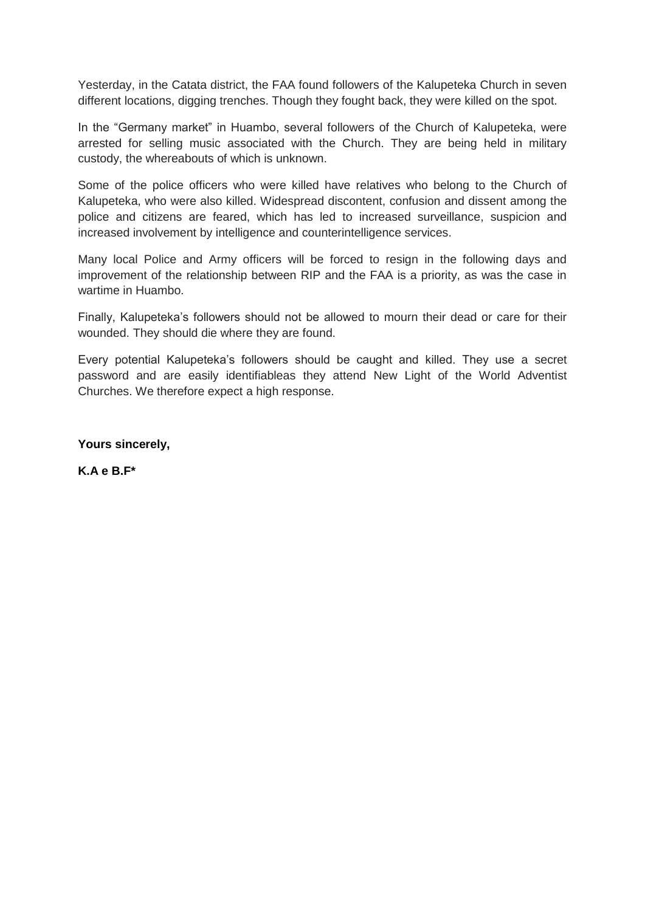Yesterday, in the Catata district, the FAA found followers of the Kalupeteka Church in seven different locations, digging trenches. Though they fought back, they were killed on the spot.

In the "Germany market" in Huambo, several followers of the Church of Kalupeteka, were arrested for selling music associated with the Church. They are being held in military custody, the whereabouts of which is unknown.

Some of the police officers who were killed have relatives who belong to the Church of Kalupeteka, who were also killed. Widespread discontent, confusion and dissent among the police and citizens are feared, which has led to increased surveillance, suspicion and increased involvement by intelligence and counterintelligence services.

Many local Police and Army officers will be forced to resign in the following days and improvement of the relationship between RIP and the FAA is a priority, as was the case in wartime in Huambo.

Finally, Kalupeteka's followers should not be allowed to mourn their dead or care for their wounded. They should die where they are found.

Every potential Kalupeteka's followers should be caught and killed. They use a secret password and are easily identifiableas they attend New Light of the World Adventist Churches. We therefore expect a high response.

**Yours sincerely,**

**K.A e B.F***